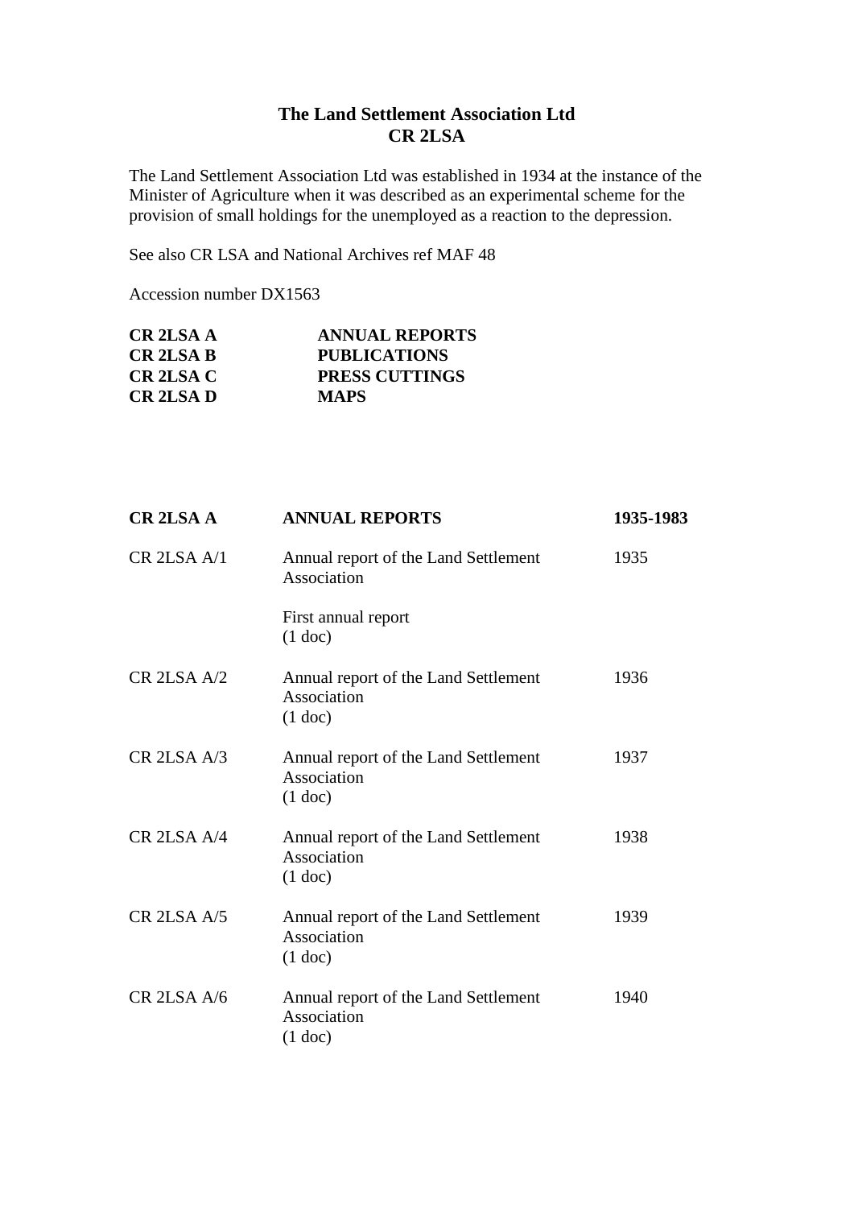# The Land Settlement Association Ltd
# CR 2LSA

The Land Settlement Association Ltd was established in 1934 at the instance of the Minister of Agriculture when it was described as an experimental scheme for the provision of small holdings for the unemployed as a reaction to the depression.

See also CR LSA and National Archives ref MAF 48

Accession number DX1563

| | |
|---|---|
| **CR 2LSA A** | **ANNUAL REPORTS** |
| **CR 2LSA B** | **PUBLICATIONS** |
| **CR 2LSA C** | **PRESS CUTTINGS** |
| **CR 2LSA D** | **MAPS** |

| **CR 2LSA A** | **ANNUAL REPORTS** | **1935-1983** |
|---|---|---|
| CR 2LSA A/1 | Annual report of the Land Settlement Association<br><br>First annual report<br>(1 doc) | 1935 |
| CR 2LSA A/2 | Annual report of the Land Settlement Association<br>(1 doc) | 1936 |
| CR 2LSA A/3 | Annual report of the Land Settlement Association<br>(1 doc) | 1937 |
| CR 2LSA A/4 | Annual report of the Land Settlement Association<br>(1 doc) | 1938 |
| CR 2LSA A/5 | Annual report of the Land Settlement Association<br>(1 doc) | 1939 |
| CR 2LSA A/6 | Annual report of the Land Settlement Association<br>(1 doc) | 1940 |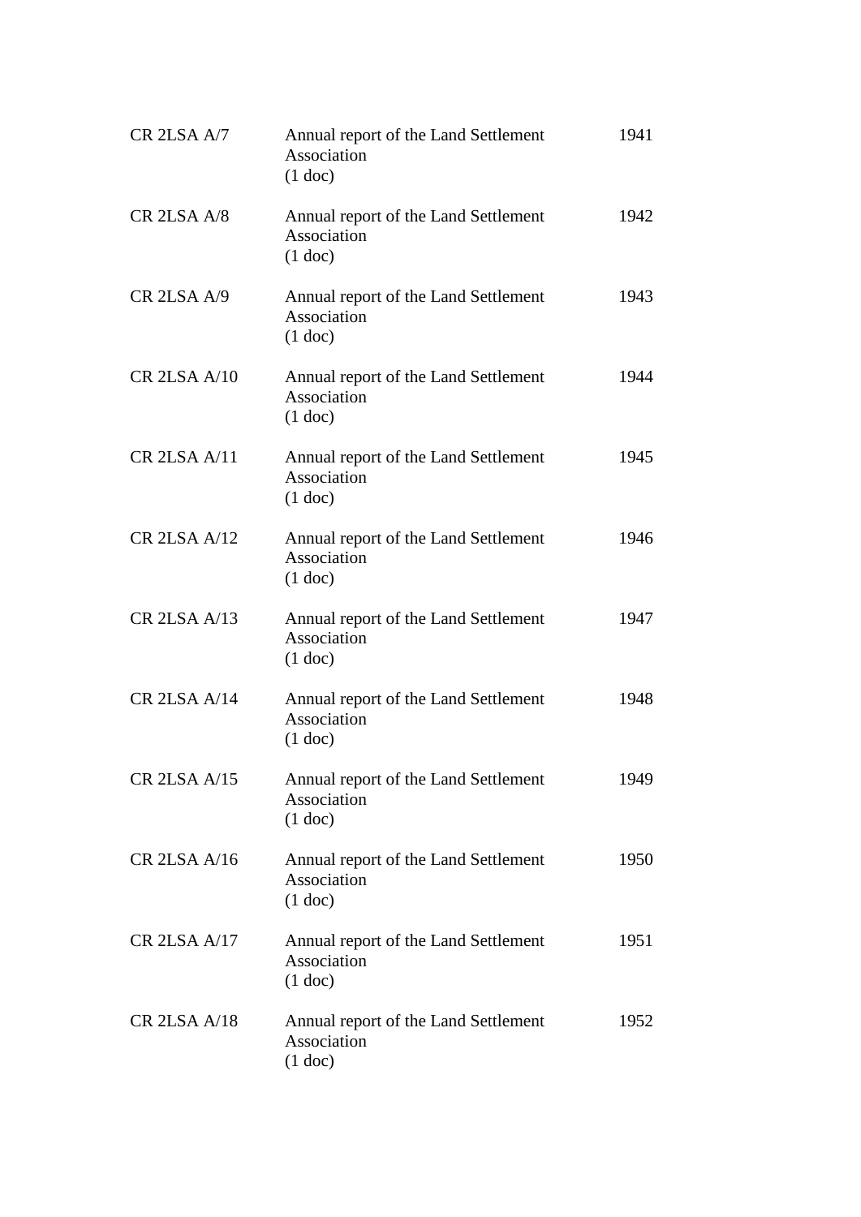| | | |
|---|---|---|
| CR 2LSA A/7 | Annual report of the Land Settlement Association<br>(1 doc) | 1941 |
| CR 2LSA A/8 | Annual report of the Land Settlement Association<br>(1 doc) | 1942 |
| CR 2LSA A/9 | Annual report of the Land Settlement Association<br>(1 doc) | 1943 |
| CR 2LSA A/10 | Annual report of the Land Settlement Association<br>(1 doc) | 1944 |
| CR 2LSA A/11 | Annual report of the Land Settlement Association<br>(1 doc) | 1945 |
| CR 2LSA A/12 | Annual report of the Land Settlement Association<br>(1 doc) | 1946 |
| CR 2LSA A/13 | Annual report of the Land Settlement Association<br>(1 doc) | 1947 |
| CR 2LSA A/14 | Annual report of the Land Settlement Association<br>(1 doc) | 1948 |
| CR 2LSA A/15 | Annual report of the Land Settlement Association<br>(1 doc) | 1949 |
| CR 2LSA A/16 | Annual report of the Land Settlement Association<br>(1 doc) | 1950 |
| CR 2LSA A/17 | Annual report of the Land Settlement Association<br>(1 doc) | 1951 |
| CR 2LSA A/18 | Annual report of the Land Settlement Association<br>(1 doc) | 1952 |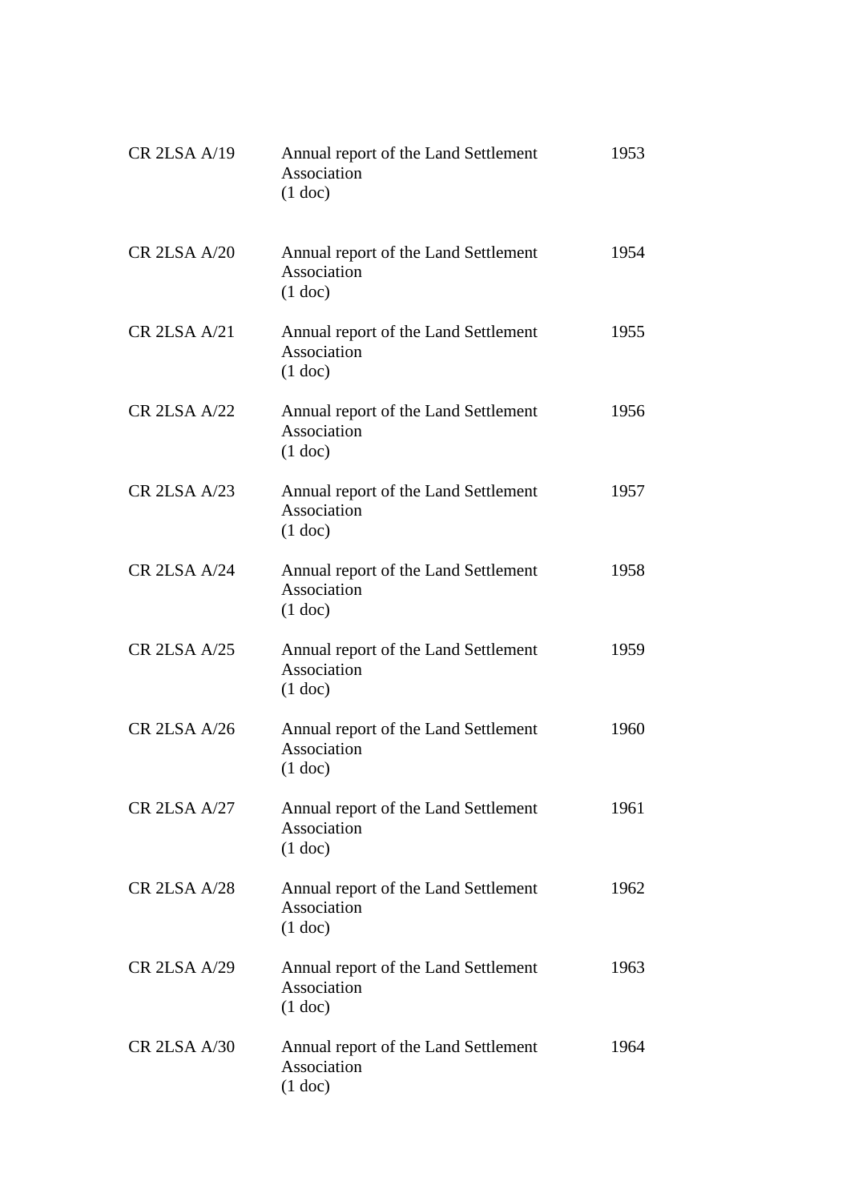| | | |
|---|---|---|
| CR 2LSA A/19 | Annual report of the Land Settlement Association (1 doc) | 1953 |
| CR 2LSA A/20 | Annual report of the Land Settlement Association (1 doc) | 1954 |
| CR 2LSA A/21 | Annual report of the Land Settlement Association (1 doc) | 1955 |
| CR 2LSA A/22 | Annual report of the Land Settlement Association (1 doc) | 1956 |
| CR 2LSA A/23 | Annual report of the Land Settlement Association (1 doc) | 1957 |
| CR 2LSA A/24 | Annual report of the Land Settlement Association (1 doc) | 1958 |
| CR 2LSA A/25 | Annual report of the Land Settlement Association (1 doc) | 1959 |
| CR 2LSA A/26 | Annual report of the Land Settlement Association (1 doc) | 1960 |
| CR 2LSA A/27 | Annual report of the Land Settlement Association (1 doc) | 1961 |
| CR 2LSA A/28 | Annual report of the Land Settlement Association (1 doc) | 1962 |
| CR 2LSA A/29 | Annual report of the Land Settlement Association (1 doc) | 1963 |
| CR 2LSA A/30 | Annual report of the Land Settlement Association (1 doc) | 1964 |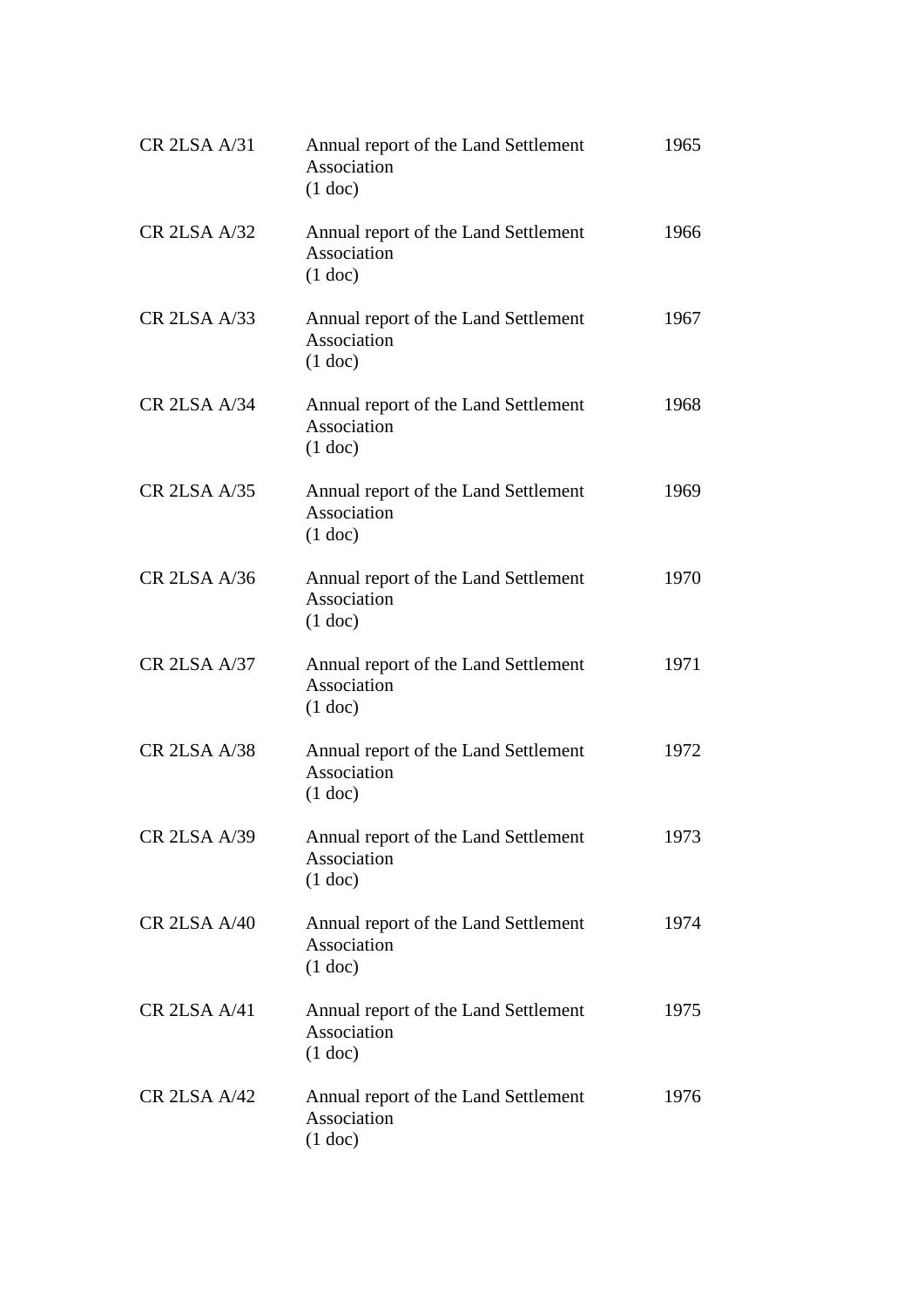| | | |
|---|---|---|
| CR 2LSA A/31 | Annual report of the Land Settlement Association<br>(1 doc) | 1965 |
| CR 2LSA A/32 | Annual report of the Land Settlement Association<br>(1 doc) | 1966 |
| CR 2LSA A/33 | Annual report of the Land Settlement Association<br>(1 doc) | 1967 |
| CR 2LSA A/34 | Annual report of the Land Settlement Association<br>(1 doc) | 1968 |
| CR 2LSA A/35 | Annual report of the Land Settlement Association<br>(1 doc) | 1969 |
| CR 2LSA A/36 | Annual report of the Land Settlement Association<br>(1 doc) | 1970 |
| CR 2LSA A/37 | Annual report of the Land Settlement Association<br>(1 doc) | 1971 |
| CR 2LSA A/38 | Annual report of the Land Settlement Association<br>(1 doc) | 1972 |
| CR 2LSA A/39 | Annual report of the Land Settlement Association<br>(1 doc) | 1973 |
| CR 2LSA A/40 | Annual report of the Land Settlement Association<br>(1 doc) | 1974 |
| CR 2LSA A/41 | Annual report of the Land Settlement Association<br>(1 doc) | 1975 |
| CR 2LSA A/42 | Annual report of the Land Settlement Association<br>(1 doc) | 1976 |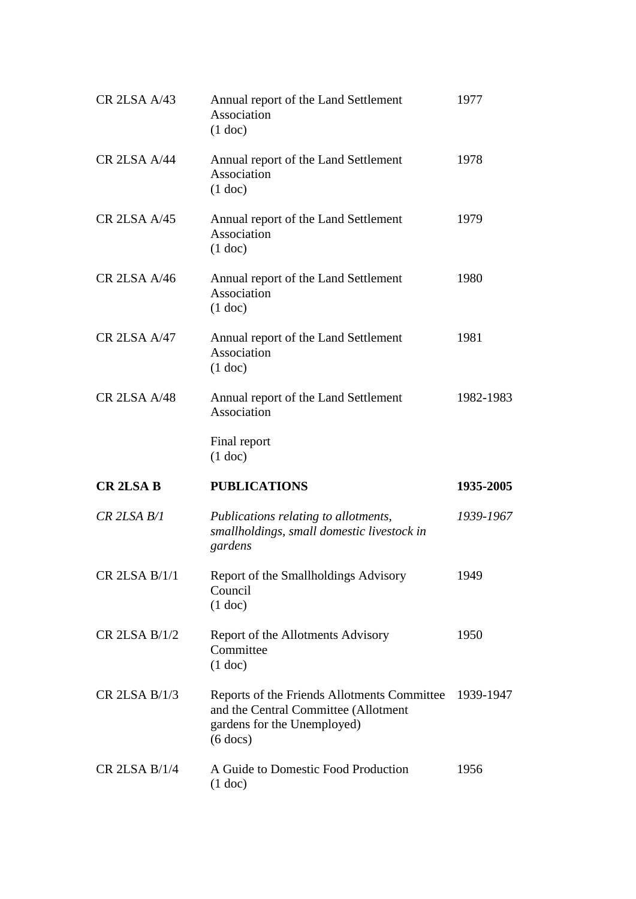| | | |
|---|---|---|
| CR 2LSA A/43 | Annual report of the Land Settlement Association<br>(1 doc) | 1977 |
| CR 2LSA A/44 | Annual report of the Land Settlement Association<br>(1 doc) | 1978 |
| CR 2LSA A/45 | Annual report of the Land Settlement Association<br>(1 doc) | 1979 |
| CR 2LSA A/46 | Annual report of the Land Settlement Association<br>(1 doc) | 1980 |
| CR 2LSA A/47 | Annual report of the Land Settlement Association<br>(1 doc) | 1981 |
| CR 2LSA A/48 | Annual report of the Land Settlement Association<br><br>Final report<br>(1 doc) | 1982-1983 |
| **CR 2LSA B** | **PUBLICATIONS** | **1935-2005** |
| *CR 2LSA B/1* | *Publications relating to allotments, smallholdings, small domestic livestock in gardens* | *1939-1967* |
| CR 2LSA B/1/1 | Report of the Smallholdings Advisory Council<br>(1 doc) | 1949 |
| CR 2LSA B/1/2 | Report of the Allotments Advisory Committee<br>(1 doc) | 1950 |
| CR 2LSA B/1/3 | Reports of the Friends Allotments Committee and the Central Committee (Allotment gardens for the Unemployed)<br>(6 docs) | 1939-1947 |
| CR 2LSA B/1/4 | A Guide to Domestic Food Production<br>(1 doc) | 1956 |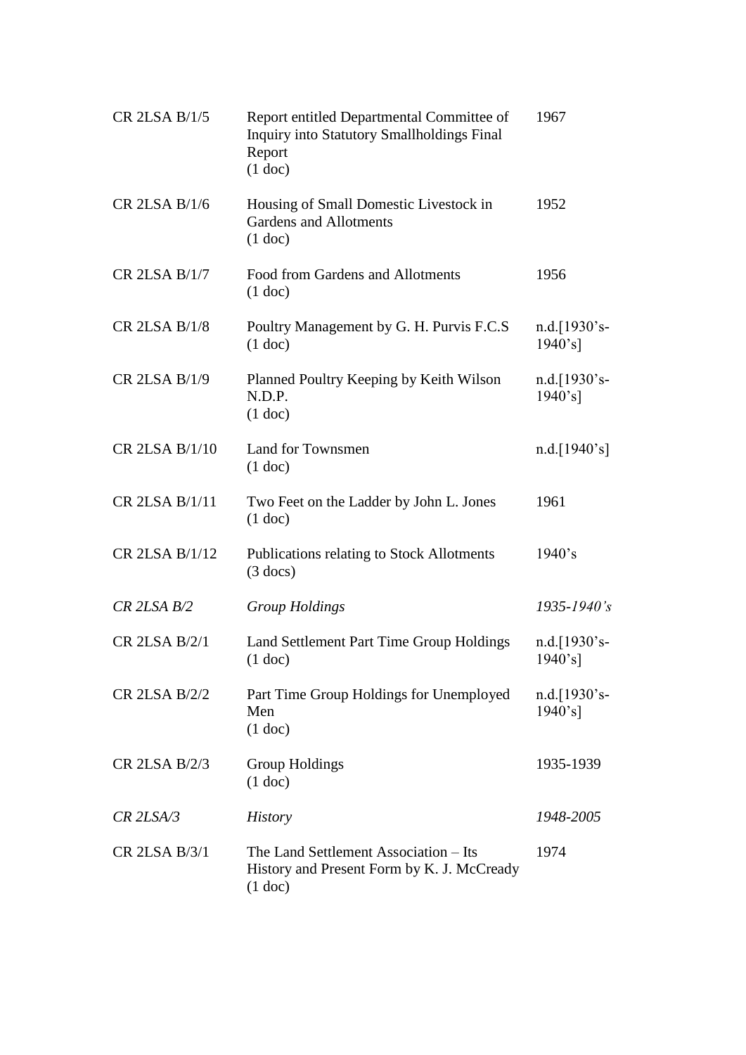| | | |
|---|---|---|
| CR 2LSA B/1/5 | Report entitled Departmental Committee of Inquiry into Statutory Smallholdings Final Report<br>(1 doc) | 1967 |
| CR 2LSA B/1/6 | Housing of Small Domestic Livestock in Gardens and Allotments<br>(1 doc) | 1952 |
| CR 2LSA B/1/7 | Food from Gardens and Allotments<br>(1 doc) | 1956 |
| CR 2LSA B/1/8 | Poultry Management by G. H. Purvis F.C.S<br>(1 doc) | n.d.[1930's-1940's] |
| CR 2LSA B/1/9 | Planned Poultry Keeping by Keith Wilson N.D.P.<br>(1 doc) | n.d.[1930's-1940's] |
| CR 2LSA B/1/10 | Land for Townsmen<br>(1 doc) | n.d.[1940's] |
| CR 2LSA B/1/11 | Two Feet on the Ladder by John L. Jones<br>(1 doc) | 1961 |
| CR 2LSA B/1/12 | Publications relating to Stock Allotments<br>(3 docs) | 1940's |
| *CR 2LSA B/2* | *Group Holdings* | *1935-1940's* |
| CR 2LSA B/2/1 | Land Settlement Part Time Group Holdings<br>(1 doc) | n.d.[1930's-1940's] |
| CR 2LSA B/2/2 | Part Time Group Holdings for Unemployed Men<br>(1 doc) | n.d.[1930's-1940's] |
| CR 2LSA B/2/3 | Group Holdings<br>(1 doc) | 1935-1939 |
| *CR 2LSA/3* | *History* | *1948-2005* |
| CR 2LSA B/3/1 | The Land Settlement Association – Its History and Present Form by K. J. McCready<br>(1 doc) | 1974 |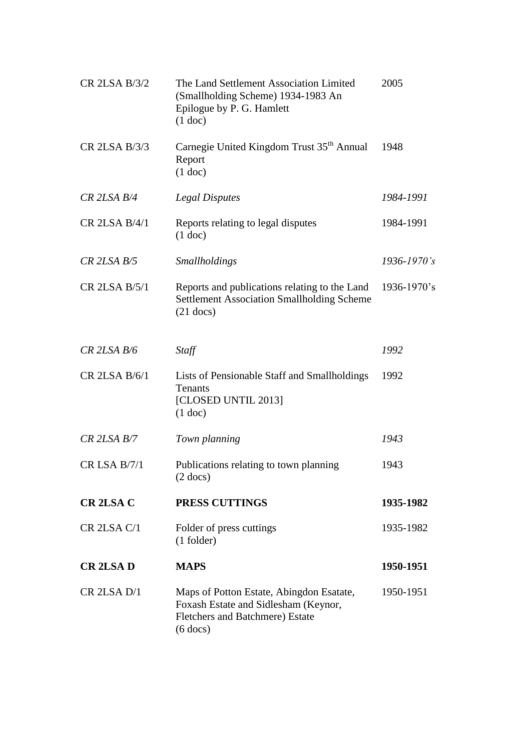| | | |
|---|---|---|
| CR 2LSA B/3/2 | The Land Settlement Association Limited (Smallholding Scheme) 1934-1983 An Epilogue by P. G. Hamlett<br>(1 doc) | 2005 |
| CR 2LSA B/3/3 | Carnegie United Kingdom Trust 35th Annual Report<br>(1 doc) | 1948 |
| *CR 2LSA B/4* | *Legal Disputes* | *1984-1991* |
| CR 2LSA B/4/1 | Reports relating to legal disputes<br>(1 doc) | 1984-1991 |
| *CR 2LSA B/5* | *Smallholdings* | *1936-1970's* |
| CR 2LSA B/5/1 | Reports and publications relating to the Land Settlement Association Smallholding Scheme<br>(21 docs) | 1936-1970's |
| *CR 2LSA B/6* | *Staff* | *1992* |
| CR 2LSA B/6/1 | Lists of Pensionable Staff and Smallholdings Tenants<br>[CLOSED UNTIL 2013]<br>(1 doc) | 1992 |
| *CR 2LSA B/7* | *Town planning* | *1943* |
| CR LSA B/7/1 | Publications relating to town planning<br>(2 docs) | 1943 |
| **CR 2LSA C** | **PRESS CUTTINGS** | **1935-1982** |
| CR 2LSA C/1 | Folder of press cuttings<br>(1 folder) | 1935-1982 |
| **CR 2LSA D** | **MAPS** | **1950-1951** |
| CR 2LSA D/1 | Maps of Potton Estate, Abingdon Esatate, Foxash Estate and Sidlesham (Keynor, Fletchers and Batchmere) Estate<br>(6 docs) | 1950-1951 |